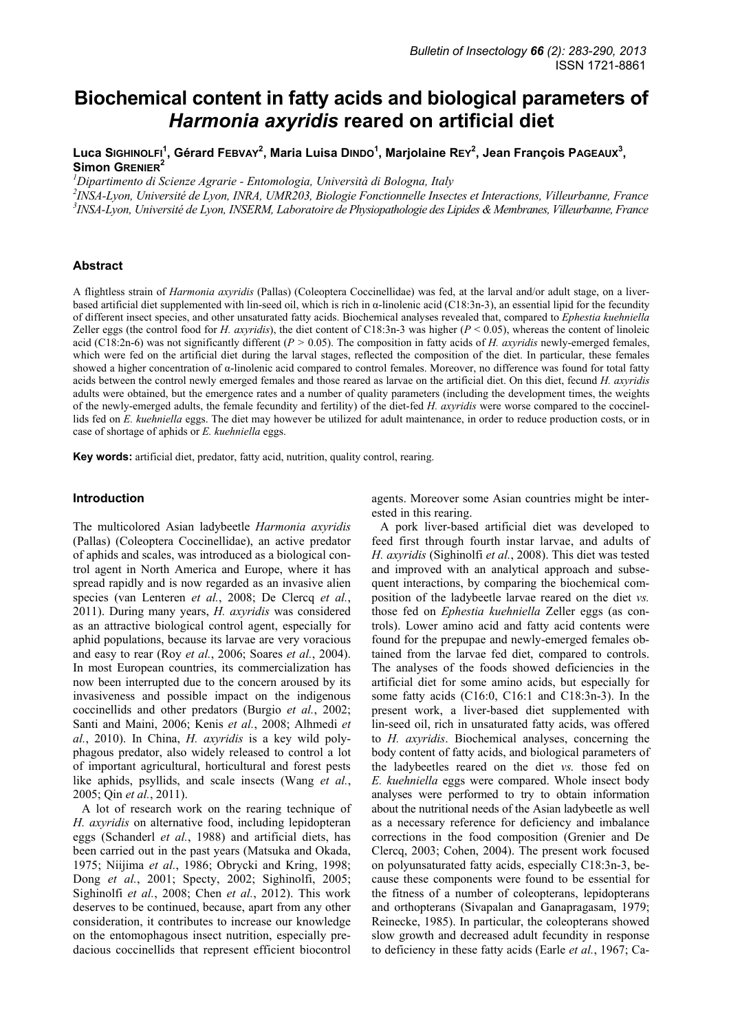# Biochemical content in fatty acids and biological parameters of *Harmonia axyridis* reared on artificial diet

Luca SIGHINOLFI[1], Gérard FEBVAY[2], Maria Luisa DINDO[1], Marjolaine REY[2], Jean François PAGEAUX[3], Simon GRENIER[2]

[1]Dipartimento di Scienze Agrarie - Entomologia, Università di Bologna, Italy
[2]INSA-Lyon, Université de Lyon, INRA, UMR203, Biologie Fonctionnelle Insectes et Interactions, Villeurbanne, France
[3]INSA-Lyon, Université de Lyon, INSERM, Laboratoire de Physiopathologie des Lipides & Membranes, Villeurbanne, France

## Abstract

A flightless strain of *Harmonia axyridis* (Pallas) (Coleoptera Coccinellidae) was fed, at the larval and/or adult stage, on a liver-based artificial diet supplemented with lin-seed oil, which is rich in α-linolenic acid (C18:3n-3), an essential lipid for the fecundity of different insect species, and other unsaturated fatty acids. Biochemical analyses revealed that, compared to *Ephestia kuehniella* Zeller eggs (the control food for *H. axyridis*), the diet content of C18:3n-3 was higher ($P < 0.05$), whereas the content of linoleic acid (C18:2n-6) was not significantly different ($P > 0.05$). The composition in fatty acids of *H. axyridis* newly-emerged females, which were fed on the artificial diet during the larval stages, reflected the composition of the diet. In particular, these females showed a higher concentration of α-linolenic acid compared to control females. Moreover, no difference was found for total fatty acids between the control newly emerged females and those reared as larvae on the artificial diet. On this diet, fecund *H. axyridis* adults were obtained, but the emergence rates and a number of quality parameters (including the development times, the weights of the newly-emerged adults, the female fecundity and fertility) of the diet-fed *H. axyridis* were worse compared to the coccinellids fed on *E. kuehniella* eggs. The diet may however be utilized for adult maintenance, in order to reduce production costs, or in case of shortage of aphids or *E. kuehniella* eggs.

**Key words:** artificial diet, predator, fatty acid, nutrition, quality control, rearing.

## Introduction

The multicolored Asian ladybeetle *Harmonia axyridis* (Pallas) (Coleoptera Coccinellidae), an active predator of aphids and scales, was introduced as a biological control agent in North America and Europe, where it has spread rapidly and is now regarded as an invasive alien species (van Lenteren *et al.*, 2008; De Clercq *et al.*, 2011). During many years, *H. axyridis* was considered as an attractive biological control agent, especially for aphid populations, because its larvae are very voracious and easy to rear (Roy *et al.*, 2006; Soares *et al.*, 2004). In most European countries, its commercialization has now been interrupted due to the concern aroused by its invasiveness and possible impact on the indigenous coccinellids and other predators (Burgio *et al.*, 2002; Santi and Maini, 2006; Kenis *et al.*, 2008; Alhmedi *et al.*, 2010). In China, *H. axyridis* is a key wild polyphagous predator, also widely released to control a lot of important agricultural, horticultural and forest pests like aphids, psyllids, and scale insects (Wang *et al.*, 2005; Qin *et al.*, 2011).

A lot of research work on the rearing technique of *H. axyridis* on alternative food, including lepidopteran eggs (Schanderl *et al.*, 1988) and artificial diets, has been carried out in the past years (Matsuka and Okada, 1975; Niijima *et al.*, 1986; Obrycki and Kring, 1998; Dong *et al.*, 2001; Specty, 2002; Sighinolfi, 2005; Sighinolfi *et al.*, 2008; Chen *et al.*, 2012). This work deserves to be continued, because, apart from any other consideration, it contributes to increase our knowledge on the entomophagous insect nutrition, especially predacious coccinellids that represent efficient biocontrol agents. Moreover some Asian countries might be interested in this rearing.

A pork liver-based artificial diet was developed to feed first through fourth instar larvae, and adults of *H. axyridis* (Sighinolfi *et al.*, 2008). This diet was tested and improved with an analytical approach and subsequent interactions, by comparing the biochemical composition of the ladybeetle larvae reared on the diet *vs.* those fed on *Ephestia kuehniella* Zeller eggs (as controls). Lower amino acid and fatty acid contents were found for the prepupae and newly-emerged females obtained from the larvae fed diet, compared to controls. The analyses of the foods showed deficiencies in the artificial diet for some amino acids, but especially for some fatty acids (C16:0, C16:1 and C18:3n-3). In the present work, a liver-based diet supplemented with lin-seed oil, rich in unsaturated fatty acids, was offered to *H. axyridis*. Biochemical analyses, concerning the body content of fatty acids, and biological parameters of the ladybeetles reared on the diet *vs.* those fed on *E. kuehniella* eggs were compared. Whole insect body analyses were performed to try to obtain information about the nutritional needs of the Asian ladybeetle as well as a necessary reference for deficiency and imbalance corrections in the food composition (Grenier and De Clercq, 2003; Cohen, 2004). The present work focused on polyunsaturated fatty acids, especially C18:3n-3, because these components were found to be essential for the fitness of a number of coleopterans, lepidopterans and orthopterans (Sivapalan and Ganapragasam, 1979; Reinecke, 1985). In particular, the coleopterans showed slow growth and decreased adult fecundity in response to deficiency in these fatty acids (Earle *et al.*, 1967; Ca-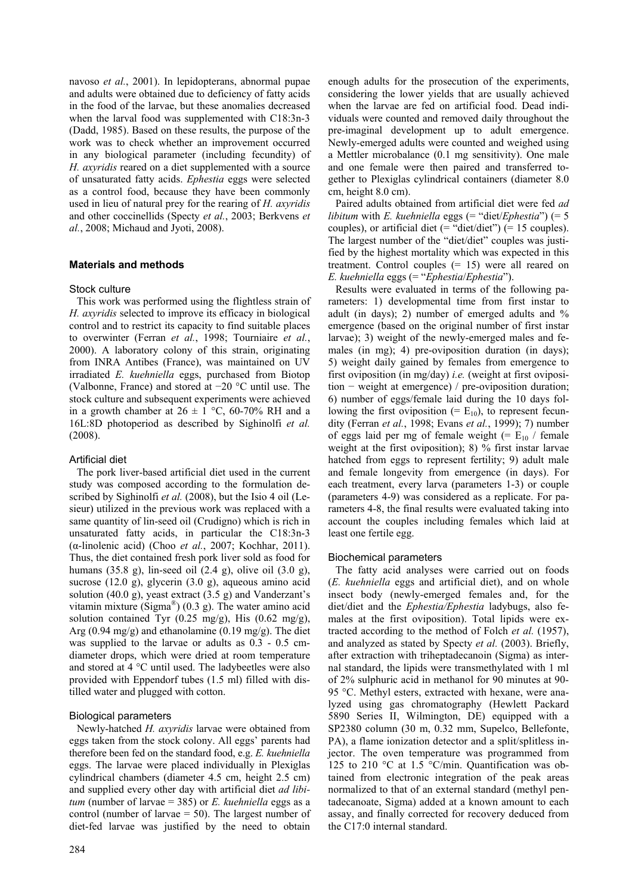navoso *et al.*, 2001). In lepidopterans, abnormal pupae and adults were obtained due to deficiency of fatty acids in the food of the larvae, but these anomalies decreased when the larval food was supplemented with C18:3n-3 (Dadd, 1985). Based on these results, the purpose of the work was to check whether an improvement occurred in any biological parameter (including fecundity) of *H. axyridis* reared on a diet supplemented with a source of unsaturated fatty acids. *Ephestia* eggs were selected as a control food, because they have been commonly used in lieu of natural prey for the rearing of *H. axyridis* and other coccinellids (Specty *et al.*, 2003; Berkvens *et al.*, 2008; Michaud and Jyoti, 2008).

## Materials and methods

### Stock culture

This work was performed using the flightless strain of *H. axyridis* selected to improve its efficacy in biological control and to restrict its capacity to find suitable places to overwinter (Ferran *et al.*, 1998; Tourniaire *et al.*, 2000). A laboratory colony of this strain, originating from INRA Antibes (France), was maintained on UV irradiated *E. kuehniella* eggs, purchased from Biotop (Valbonne, France) and stored at −20 °C until use. The stock culture and subsequent experiments were achieved in a growth chamber at 26 ± 1 °C, 60-70% RH and a 16L:8D photoperiod as described by Sighinolfi *et al.* (2008).

### Artificial diet

The pork liver-based artificial diet used in the current study was composed according to the formulation described by Sighinolfi *et al.* (2008), but the Isio 4 oil (Lesieur) utilized in the previous work was replaced with a same quantity of lin-seed oil (Crudigno) which is rich in unsaturated fatty acids, in particular the C18:3n-3 (α-linolenic acid) (Choo *et al.*, 2007; Kochhar, 2011). Thus, the diet contained fresh pork liver sold as food for humans (35.8 g), lin-seed oil (2.4 g), olive oil (3.0 g), sucrose (12.0 g), glycerin (3.0 g), aqueous amino acid solution (40.0 g), yeast extract (3.5 g) and Vanderzant's vitamin mixture (Sigma®) (0.3 g). The water amino acid solution contained Tyr (0.25 mg/g), His (0.62 mg/g), Arg (0.94 mg/g) and ethanolamine (0.19 mg/g). The diet was supplied to the larvae or adults as 0.3 - 0.5 cm-diameter drops, which were dried at room temperature and stored at 4 °C until used. The ladybeetles were also provided with Eppendorf tubes (1.5 ml) filled with distilled water and plugged with cotton.

### Biological parameters

Newly-hatched *H. axyridis* larvae were obtained from eggs taken from the stock colony. All eggs' parents had therefore been fed on the standard food, e.g. *E. kuehniella* eggs. The larvae were placed individually in Plexiglas cylindrical chambers (diameter 4.5 cm, height 2.5 cm) and supplied every other day with artificial diet *ad libitum* (number of larvae = 385) or *E. kuehniella* eggs as a control (number of larvae = 50). The largest number of diet-fed larvae was justified by the need to obtain enough adults for the prosecution of the experiments, considering the lower yields that are usually achieved when the larvae are fed on artificial food. Dead individuals were counted and removed daily throughout the pre-imaginal development up to adult emergence. Newly-emerged adults were counted and weighed using a Mettler microbalance (0.1 mg sensitivity). One male and one female were then paired and transferred together to Plexiglas cylindrical containers (diameter 8.0 cm, height 8.0 cm).

Paired adults obtained from artificial diet were fed *ad libitum* with *E. kuehniella* eggs (= "diet/*Ephestia*") (= 5 couples), or artificial diet (= "diet/diet") (= 15 couples). The largest number of the "diet/diet" couples was justified by the highest mortality which was expected in this treatment. Control couples (= 15) were all reared on *E. kuehniella* eggs (= "*Ephestia*/*Ephestia*").

Results were evaluated in terms of the following parameters: 1) developmental time from first instar to adult (in days); 2) number of emerged adults and % emergence (based on the original number of first instar larvae); 3) weight of the newly-emerged males and females (in mg); 4) pre-oviposition duration (in days); 5) weight daily gained by females from emergence to first oviposition (in mg/day) *i.e.* (weight at first oviposition − weight at emergence) / pre-oviposition duration; 6) number of eggs/female laid during the 10 days following the first oviposition (= $E_{10}$), to represent fecundity (Ferran *et al.*, 1998; Evans *et al.*, 1999); 7) number of eggs laid per mg of female weight (= $E_{10}$ / female weight at the first oviposition); 8) % first instar larvae hatched from eggs to represent fertility; 9) adult male and female longevity from emergence (in days). For each treatment, every larva (parameters 1-3) or couple (parameters 4-9) was considered as a replicate. For parameters 4-8, the final results were evaluated taking into account the couples including females which laid at least one fertile egg.

### Biochemical parameters

The fatty acid analyses were carried out on foods (*E. kuehniella* eggs and artificial diet), and on whole insect body (newly-emerged females and, for the diet/diet and the *Ephestia/Ephestia* ladybugs, also females at the first oviposition). Total lipids were extracted according to the method of Folch *et al.* (1957), and analyzed as stated by Specty *et al.* (2003). Briefly, after extraction with triheptadecanoin (Sigma) as internal standard, the lipids were transmethylated with 1 ml of 2% sulphuric acid in methanol for 90 minutes at 90-95 °C. Methyl esters, extracted with hexane, were analyzed using gas chromatography (Hewlett Packard 5890 Series II, Wilmington, DE) equipped with a SP2380 column (30 m, 0.32 mm, Supelco, Bellefonte, PA), a flame ionization detector and a split/splitless injector. The oven temperature was programmed from 125 to 210 °C at 1.5 °C/min. Quantification was obtained from electronic integration of the peak areas normalized to that of an external standard (methyl pentadecanoate, Sigma) added at a known amount to each assay, and finally corrected for recovery deduced from the C17:0 internal standard.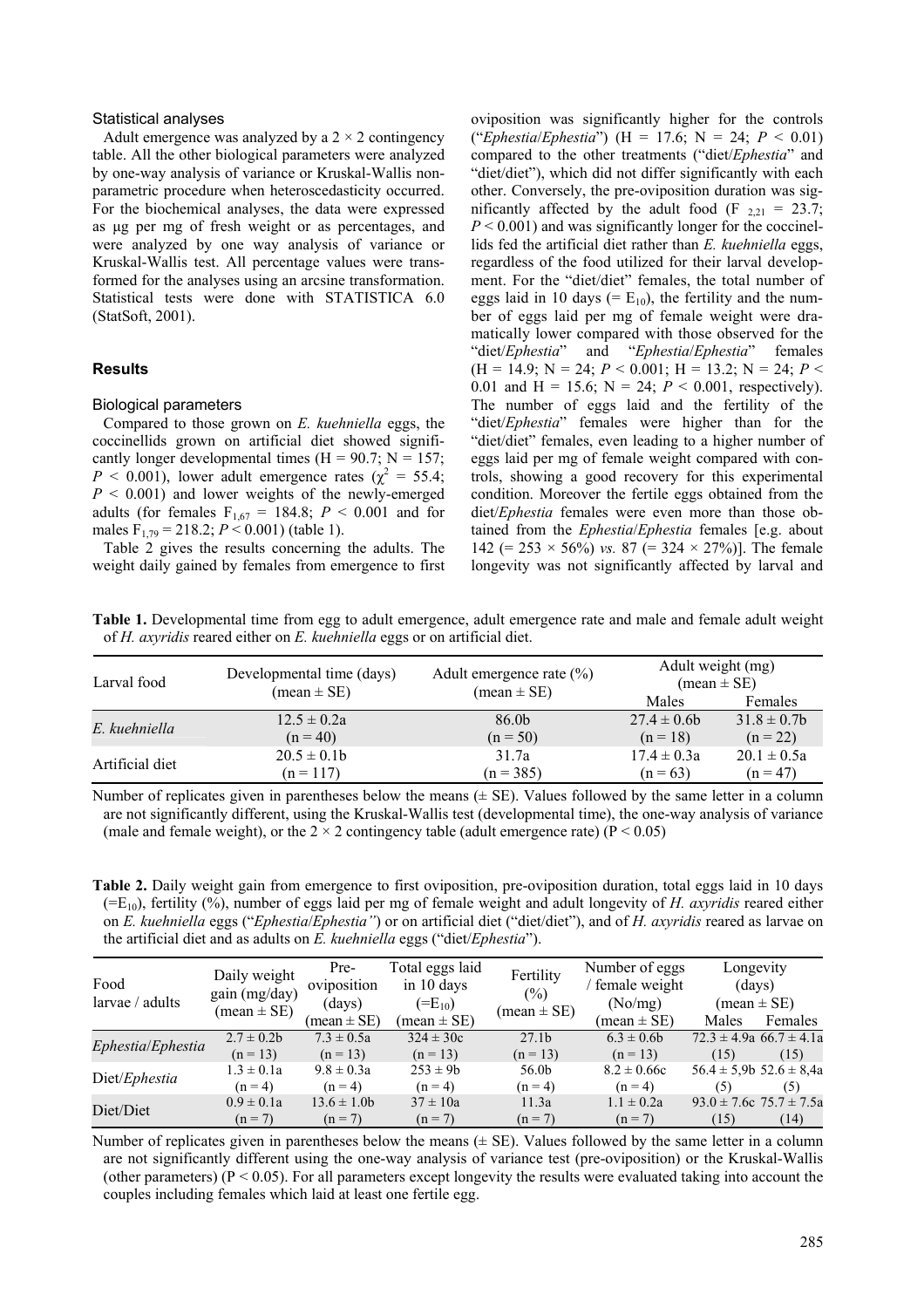### Statistical analyses

Adult emergence was analyzed by a $2 \times 2$ contingency table. All the other biological parameters were analyzed by one-way analysis of variance or Kruskal-Wallis non-parametric procedure when heteroscedasticity occurred. For the biochemical analyses, the data were expressed as µg per mg of fresh weight or as percentages, and were analyzed by one way analysis of variance or Kruskal-Wallis test. All percentage values were transformed for the analyses using an arcsine transformation. Statistical tests were done with STATISTICA 6.0 (StatSoft, 2001).

## Results

### Biological parameters

Compared to those grown on *E. kuehniella* eggs, the coccinellids grown on artificial diet showed significantly longer developmental times ($H = 90.7$; $N = 157$; $P < 0.001$), lower adult emergence rates ($\chi^2 = 55.4$; $P < 0.001$) and lower weights of the newly-emerged adults (for females $F_{1,67} = 184.8$; $P < 0.001$ and for males $F_{1,79} = 218.2$; $P < 0.001$) (table 1).

Table 2 gives the results concerning the adults. The weight daily gained by females from emergence to first oviposition was significantly higher for the controls ("*Ephestia*/*Ephestia*") ($H = 17.6$; $N = 24$; $P < 0.01$) compared to the other treatments ("diet/*Ephestia*" and "diet/diet"), which did not differ significantly with each other. Conversely, the pre-oviposition duration was significantly affected by the adult food ($F_{2,21} = 23.7$; $P < 0.001$) and was significantly longer for the coccinellids fed the artificial diet rather than *E. kuehniella* eggs, regardless of the food utilized for their larval development. For the "diet/diet" females, the total number of eggs laid in 10 days (= $E_{10}$), the fertility and the number of eggs laid per mg of female weight were dramatically lower compared with those observed for the "diet/*Ephestia*" and "*Ephestia*/*Ephestia*" females ($H = 14.9$; $N = 24$; $P < 0.001$; $H = 13.2$; $N = 24$; $P < 0.01$ and $H = 15.6$; $N = 24$; $P < 0.001$, respectively). The number of eggs laid and the fertility of the "diet/*Ephestia*" females were higher than for the "diet/diet" females, even leading to a higher number of eggs laid per mg of female weight compared with controls, showing a good recovery for this experimental condition. Moreover the fertile eggs obtained from the diet/*Ephestia* females were even more than those obtained from the *Ephestia*/*Ephestia* females [e.g. about 142 (= 253 × 56%) *vs.* 87 (= 324 × 27%)]. The female longevity was not significantly affected by larval and

**Table 1.** Developmental time from egg to adult emergence, adult emergence rate and male and female adult weight of *H. axyridis* reared either on *E. kuehniella* eggs or on artificial diet.

| Larval food | Developmental time (days) (mean ± SE) | Adult emergence rate (%) (mean ± SE) | Adult weight (mg) (mean ± SE) | |
|---|---|---|---|---|
| | | | Males | Females |
| *E. kuehniella* | 12.5 ± 0.2a (n = 40) | 86.0b (n = 50) | 27.4 ± 0.6b (n = 18) | 31.8 ± 0.7b (n = 22) |
| Artificial diet | 20.5 ± 0.1b (n = 117) | 31.7a (n = 385) | 17.4 ± 0.3a (n = 63) | 20.1 ± 0.5a (n = 47) |

Number of replicates given in parentheses below the means (± SE). Values followed by the same letter in a column are not significantly different, using the Kruskal-Wallis test (developmental time), the one-way analysis of variance (male and female weight), or the $2 \times 2$ contingency table (adult emergence rate) ($P < 0.05$)

**Table 2.** Daily weight gain from emergence to first oviposition, pre-oviposition duration, total eggs laid in 10 days (=$E_{10}$), fertility (%), number of eggs laid per mg of female weight and adult longevity of *H. axyridis* reared either on *E. kuehniella* eggs ("*Ephestia*/*Ephestia*") or on artificial diet ("diet/diet"), and of *H. axyridis* reared as larvae on the artificial diet and as adults on *E. kuehniella* eggs ("diet/*Ephestia*").

| Food larvae / adults | Daily weight gain (mg/day) (mean ± SE) | Pre-oviposition (days) (mean ± SE) | Total eggs laid in 10 days (=$E_{10}$) (mean ± SE) | Fertility (%) (mean ± SE) | Number of eggs / female weight (No/mg) (mean ± SE) | Longevity (days) (mean ± SE) | |
|---|---|---|---|---|---|---|---|
| | | | | | | Males | Females |
| *Ephestia*/*Ephestia* | 2.7 ± 0.2b (n = 13) | 7.3 ± 0.5a (n = 13) | 324 ± 30c (n = 13) | 27.1b (n = 13) | 6.3 ± 0.6b (n = 13) | 72.3 ± 4.9a (15) | 66.7 ± 4.1a (15) |
| Diet/*Ephestia* | 1.3 ± 0.1a (n = 4) | 9.8 ± 0.3a (n = 4) | 253 ± 9b (n = 4) | 56.0b (n = 4) | 8.2 ± 0.66c (n = 4) | 56.4 ± 5,9b (5) | 52.6 ± 8,4a (5) |
| Diet/Diet | 0.9 ± 0.1a (n = 7) | 13.6 ± 1.0b (n = 7) | 37 ± 10a (n = 7) | 11.3a (n = 7) | 1.1 ± 0.2a (n = 7) | 93.0 ± 7.6c (15) | 75.7 ± 7.5a (14) |

Number of replicates given in parentheses below the means (± SE). Values followed by the same letter in a column are not significantly different using the one-way analysis of variance test (pre-oviposition) or the Kruskal-Wallis (other parameters) ($P < 0.05$). For all parameters except longevity the results were evaluated taking into account the couples including females which laid at least one fertile egg.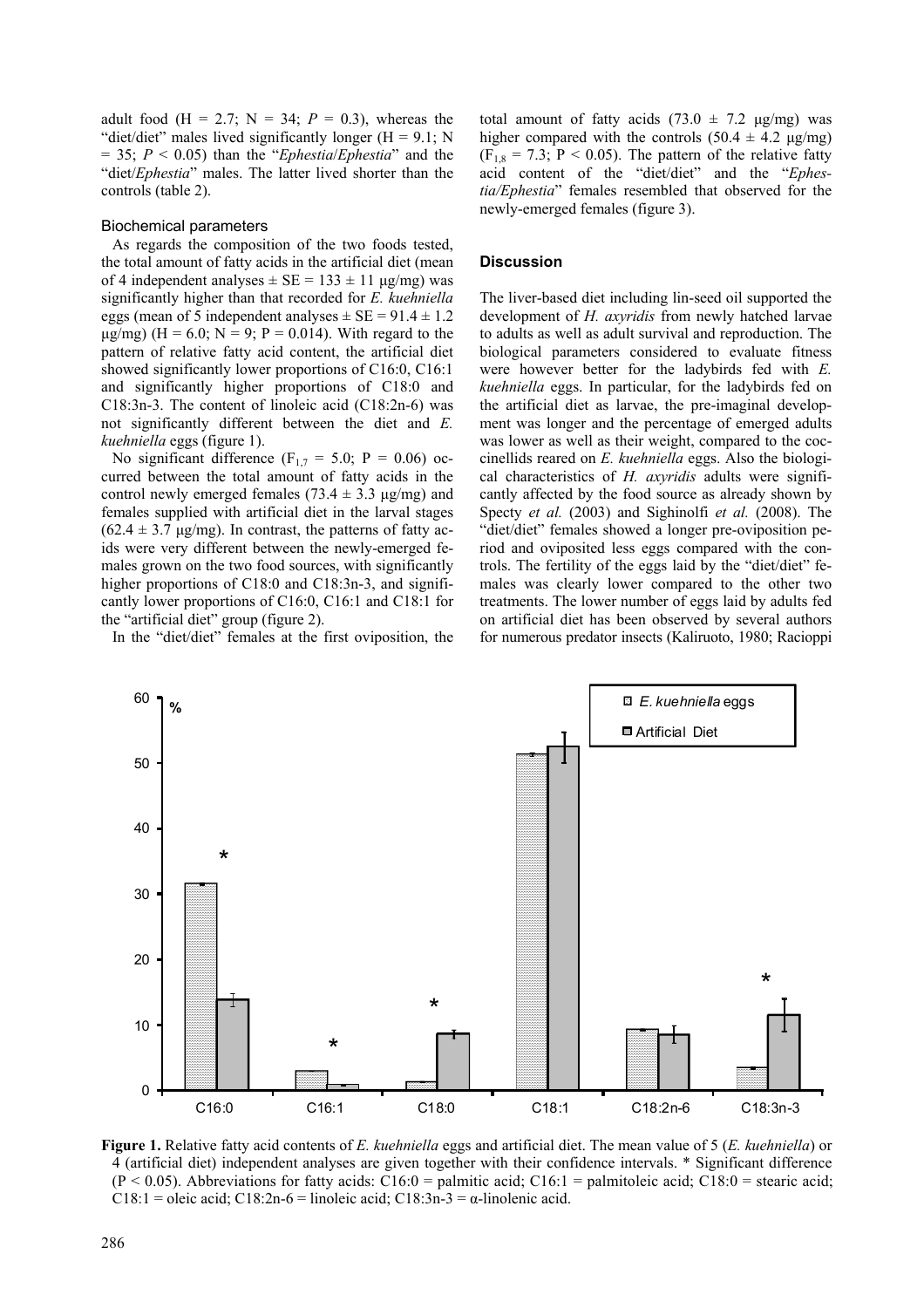adult food ($H = 2.7$; $N = 34$; $P = 0.3$), whereas the "diet/diet" males lived significantly longer ($H = 9.1$; $N = 35$; $P < 0.05$) than the "*Ephestia*/*Ephestia*" and the "diet/*Ephestia*" males. The latter lived shorter than the controls (table 2).

### Biochemical parameters

As regards the composition of the two foods tested, the total amount of fatty acids in the artificial diet (mean of 4 independent analyses ± SE = 133 ± 11 µg/mg) was significantly higher than that recorded for *E. kuehniella* eggs (mean of 5 independent analyses ± SE = 91.4 ± 1.2 µg/mg) ($H = 6.0$; $N = 9$; $P = 0.014$). With regard to the pattern of relative fatty acid content, the artificial diet showed significantly lower proportions of C16:0, C16:1 and significantly higher proportions of C18:0 and C18:3n-3. The content of linoleic acid (C18:2n-6) was not significantly different between the diet and *E. kuehniella* eggs (figure 1).

No significant difference ($F_{1,7} = 5.0$; $P = 0.06$) occurred between the total amount of fatty acids in the control newly emerged females (73.4 ± 3.3 µg/mg) and females supplied with artificial diet in the larval stages (62.4 ± 3.7 µg/mg). In contrast, the patterns of fatty acids were very different between the newly-emerged females grown on the two food sources, with significantly higher proportions of C18:0 and C18:3n-3, and significantly lower proportions of C16:0, C16:1 and C18:1 for the "artificial diet" group (figure 2).

In the "diet/diet" females at the first oviposition, the total amount of fatty acids (73.0 ± 7.2 µg/mg) was higher compared with the controls (50.4 ± 4.2 µg/mg) ($F_{1,8} = 7.3$; $P < 0.05$). The pattern of the relative fatty acid content of the "diet/diet" and the "*Ephestia/Ephestia*" females resembled that observed for the newly-emerged females (figure 3).

## Discussion

The liver-based diet including lin-seed oil supported the development of *H. axyridis* from newly hatched larvae to adults as well as adult survival and reproduction. The biological parameters considered to evaluate fitness were however better for the ladybirds fed with *E. kuehniella* eggs. In particular, for the ladybirds fed on the artificial diet as larvae, the pre-imaginal development was longer and the percentage of emerged adults was lower as well as their weight, compared to the coccinellids reared on *E. kuehniella* eggs. Also the biological characteristics of *H. axyridis* adults were significantly affected by the food source as already shown by Specty *et al.* (2003) and Sighinolfi *et al.* (2008). The "diet/diet" females showed a longer pre-oviposition period and oviposited less eggs compared with the controls. The fertility of the eggs laid by the "diet/diet" females was clearly lower compared to the other two treatments. The lower number of eggs laid by adults fed on artificial diet has been observed by several authors for numerous predator insects (Kaliruoto, 1980; Racioppi

**Figure 1.** Relative fatty acid contents of *E. kuehniella* eggs and artificial diet. The mean value of 5 (*E. kuehniella*) or 4 (artificial diet) independent analyses are given together with their confidence intervals. * Significant difference ($P < 0.05$). Abbreviations for fatty acids: C16:0 = palmitic acid; C16:1 = palmitoleic acid; C18:0 = stearic acid; C18:1 = oleic acid; C18:2n-6 = linoleic acid; C18:3n-3 = α-linolenic acid.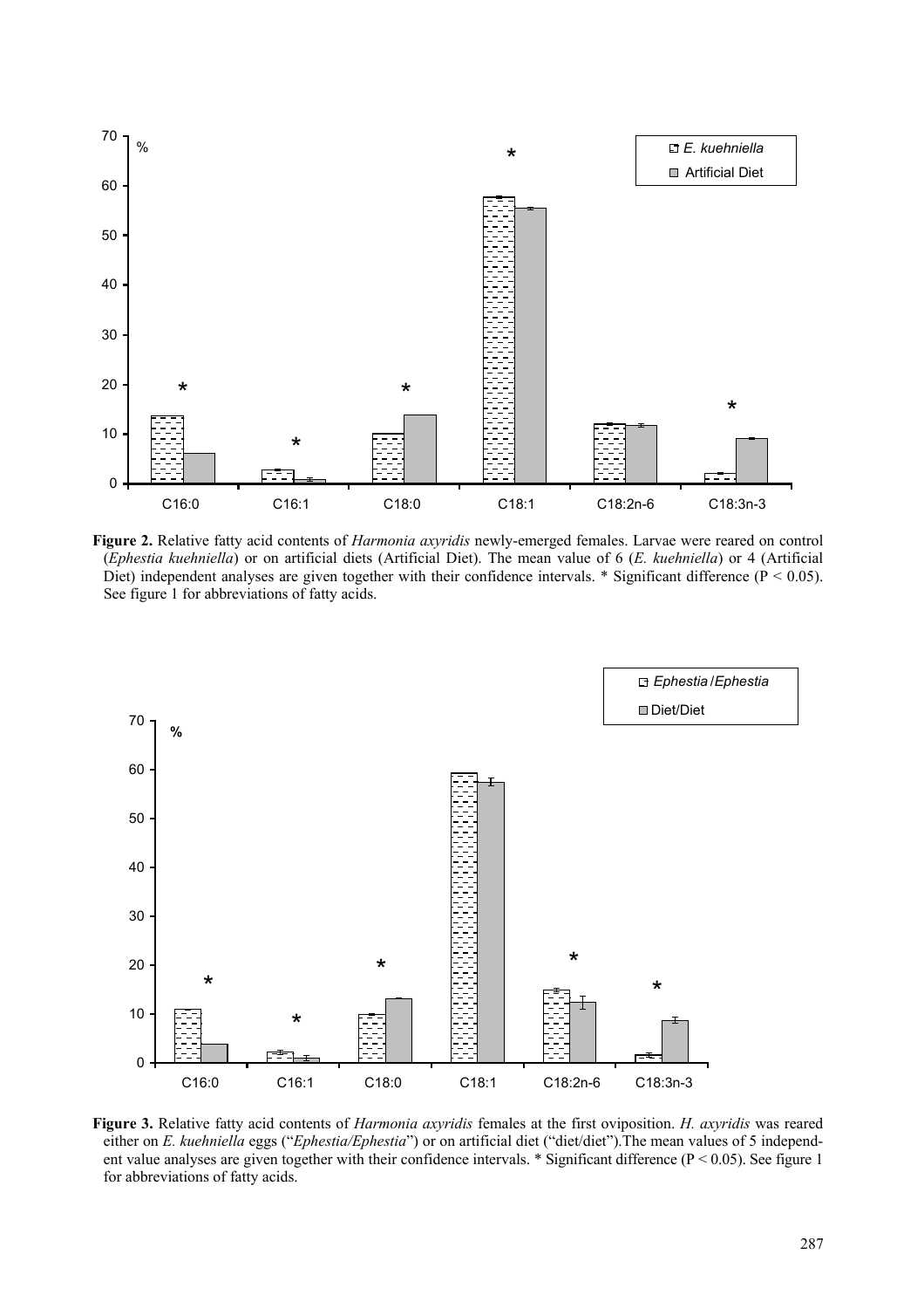**Figure 2.** Relative fatty acid contents of *Harmonia axyridis* newly-emerged females. Larvae were reared on control (*Ephestia kuehniella*) or on artificial diets (Artificial Diet). The mean value of 6 (*E. kuehniella*) or 4 (Artificial Diet) independent analyses are given together with their confidence intervals. * Significant difference ($P < 0.05$). See figure 1 for abbreviations of fatty acids.

**Figure 3.** Relative fatty acid contents of *Harmonia axyridis* females at the first oviposition. *H. axyridis* was reared either on *E. kuehniella* eggs ("*Ephestia/Ephestia*") or on artificial diet ("diet/diet").The mean values of 5 independent value analyses are given together with their confidence intervals. * Significant difference ($P < 0.05$). See figure 1 for abbreviations of fatty acids.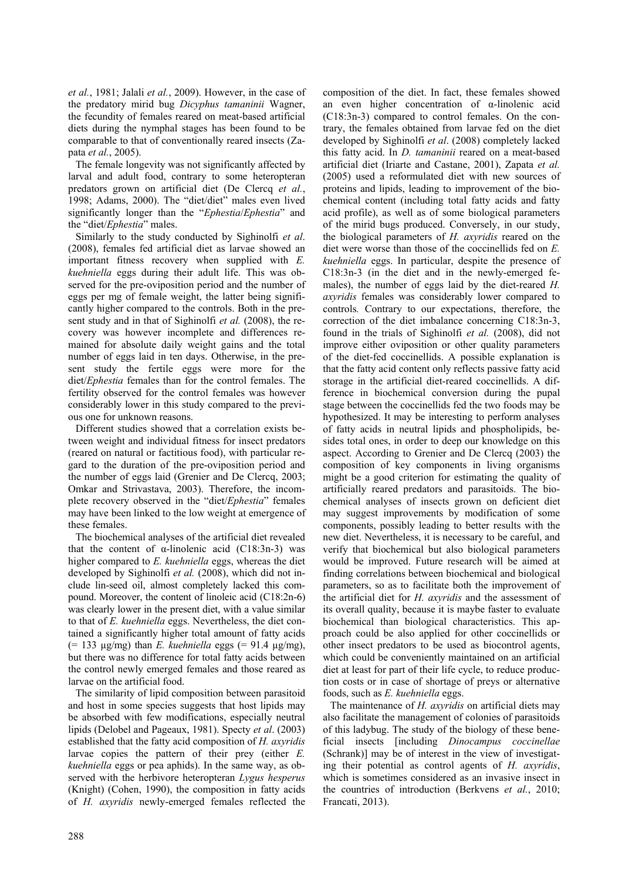*et al.*, 1981; Jalali *et al.*, 2009). However, in the case of the predatory mirid bug *Dicyphus tamaninii* Wagner, the fecundity of females reared on meat-based artificial diets during the nymphal stages has been found to be comparable to that of conventionally reared insects (Zapata *et al.*, 2005).

The female longevity was not significantly affected by larval and adult food, contrary to some heteropteran predators grown on artificial diet (De Clercq *et al.*, 1998; Adams, 2000). The "diet/diet" males even lived significantly longer than the "*Ephestia*/*Ephestia*" and the "diet/*Ephestia*" males.

Similarly to the study conducted by Sighinolfi *et al*. (2008), females fed artificial diet as larvae showed an important fitness recovery when supplied with *E. kuehniella* eggs during their adult life. This was observed for the pre-oviposition period and the number of eggs per mg of female weight, the latter being significantly higher compared to the controls. Both in the present study and in that of Sighinolfi *et al.* (2008), the recovery was however incomplete and differences remained for absolute daily weight gains and the total number of eggs laid in ten days. Otherwise, in the present study the fertile eggs were more for the diet/*Ephestia* females than for the control females. The fertility observed for the control females was however considerably lower in this study compared to the previous one for unknown reasons.

Different studies showed that a correlation exists between weight and individual fitness for insect predators (reared on natural or factitious food), with particular regard to the duration of the pre-oviposition period and the number of eggs laid (Grenier and De Clercq, 2003; Omkar and Strivastava, 2003). Therefore, the incomplete recovery observed in the "diet/*Ephestia*" females may have been linked to the low weight at emergence of these females.

The biochemical analyses of the artificial diet revealed that the content of α-linolenic acid (C18:3n-3) was higher compared to *E. kuehniella* eggs, whereas the diet developed by Sighinolfi *et al.* (2008), which did not include lin-seed oil, almost completely lacked this compound. Moreover, the content of linoleic acid (C18:2n-6) was clearly lower in the present diet, with a value similar to that of *E. kuehniella* eggs. Nevertheless, the diet contained a significantly higher total amount of fatty acids (= 133 µg/mg) than *E. kuehniella* eggs (= 91.4 µg/mg), but there was no difference for total fatty acids between the control newly emerged females and those reared as larvae on the artificial food.

The similarity of lipid composition between parasitoid and host in some species suggests that host lipids may be absorbed with few modifications, especially neutral lipids (Delobel and Pageaux, 1981). Specty *et al*. (2003) established that the fatty acid composition of *H. axyridis* larvae copies the pattern of their prey (either *E. kuehniella* eggs or pea aphids). In the same way, as observed with the herbivore heteropteran *Lygus hesperus* (Knight) (Cohen, 1990), the composition in fatty acids of *H. axyridis* newly-emerged females reflected the composition of the diet. In fact, these females showed an even higher concentration of α-linolenic acid (C18:3n-3) compared to control females. On the contrary, the females obtained from larvae fed on the diet developed by Sighinolfi *et al*. (2008) completely lacked this fatty acid. In *D. tamaninii* reared on a meat-based artificial diet (Iriarte and Castane, 2001), Zapata *et al.* (2005) used a reformulated diet with new sources of proteins and lipids, leading to improvement of the biochemical content (including total fatty acids and fatty acid profile), as well as of some biological parameters of the mirid bugs produced. Conversely, in our study, the biological parameters of *H. axyridis* reared on the diet were worse than those of the coccinellids fed on *E. kuehniella* eggs. In particular, despite the presence of C18:3n-3 (in the diet and in the newly-emerged females), the number of eggs laid by the diet-reared *H. axyridis* females was considerably lower compared to controls*.* Contrary to our expectations, therefore, the correction of the diet imbalance concerning C18:3n-3, found in the trials of Sighinolfi *et al.* (2008), did not improve either oviposition or other quality parameters of the diet-fed coccinellids. A possible explanation is that the fatty acid content only reflects passive fatty acid storage in the artificial diet-reared coccinellids. A difference in biochemical conversion during the pupal stage between the coccinellids fed the two foods may be hypothesized. It may be interesting to perform analyses of fatty acids in neutral lipids and phospholipids, besides total ones, in order to deep our knowledge on this aspect. According to Grenier and De Clercq (2003) the composition of key components in living organisms might be a good criterion for estimating the quality of artificially reared predators and parasitoids. The biochemical analyses of insects grown on deficient diet may suggest improvements by modification of some components, possibly leading to better results with the new diet. Nevertheless, it is necessary to be careful, and verify that biochemical but also biological parameters would be improved. Future research will be aimed at finding correlations between biochemical and biological parameters, so as to facilitate both the improvement of the artificial diet for *H. axyridis* and the assessment of its overall quality, because it is maybe faster to evaluate biochemical than biological characteristics. This approach could be also applied for other coccinellids or other insect predators to be used as biocontrol agents, which could be conveniently maintained on an artificial diet at least for part of their life cycle, to reduce production costs or in case of shortage of preys or alternative foods, such as *E. kuehniella* eggs.

The maintenance of *H. axyridis* on artificial diets may also facilitate the management of colonies of parasitoids of this ladybug. The study of the biology of these beneficial insects [including *Dinocampus coccinellae* (Schrank)] may be of interest in the view of investigating their potential as control agents of *H. axyridis*, which is sometimes considered as an invasive insect in the countries of introduction (Berkvens *et al.*, 2010; Francati, 2013).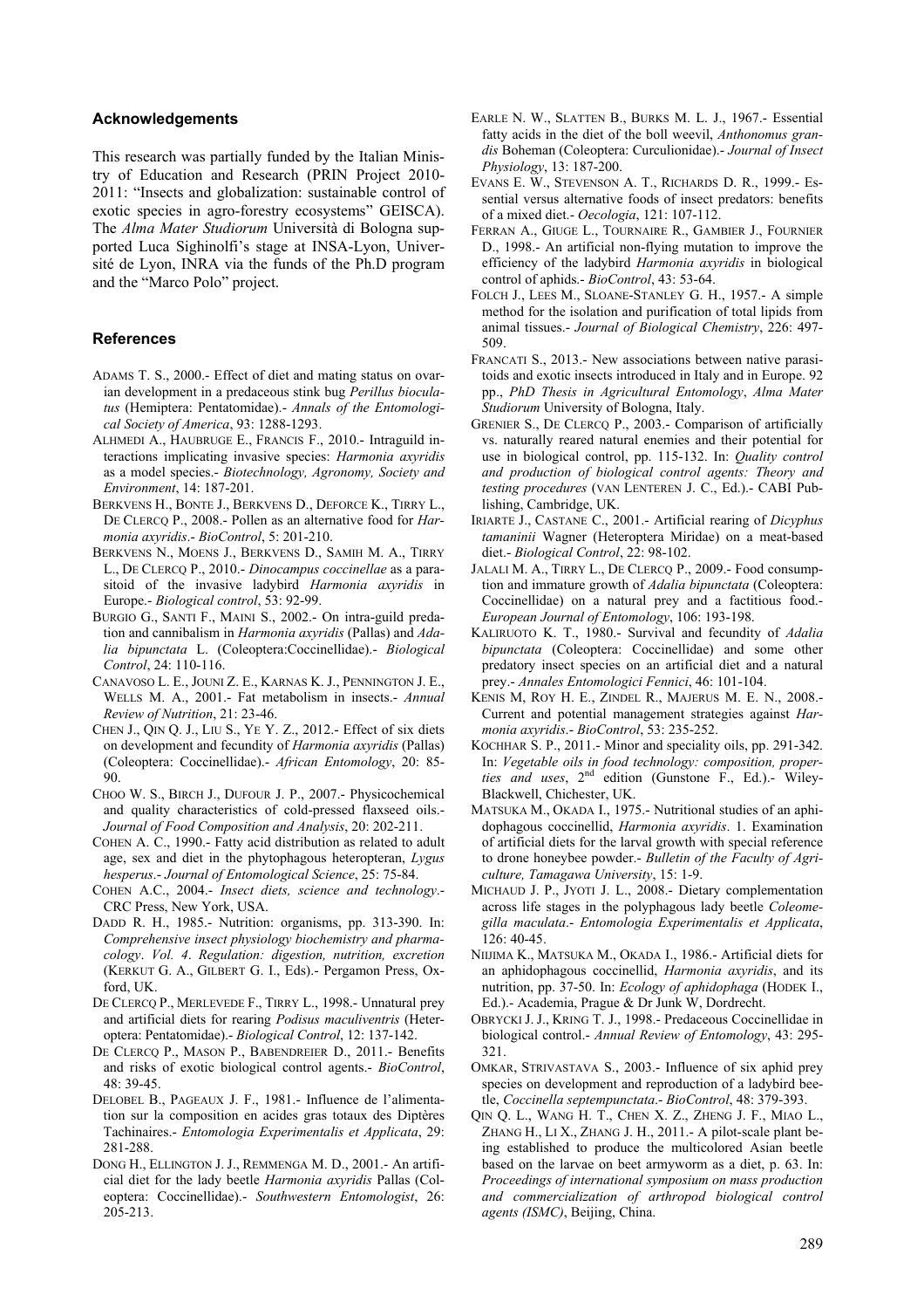## Acknowledgements

This research was partially funded by the Italian Ministry of Education and Research (PRIN Project 2010-2011: "Insects and globalization: sustainable control of exotic species in agro-forestry ecosystems" GEISCA). The *Alma Mater Studiorum* Università di Bologna supported Luca Sighinolfi's stage at INSA-Lyon, Université de Lyon, INRA via the funds of the Ph.D program and the "Marco Polo" project.

## References

ADAMS T. S., 2000.- Effect of diet and mating status on ovarian development in a predaceous stink bug *Perillus bioculatus* (Hemiptera: Pentatomidae).- *Annals of the Entomological Society of America*, 93: 1288-1293.

ALHMEDI A., HAUBRUGE E., FRANCIS F., 2010.- Intraguild interactions implicating invasive species: *Harmonia axyridis* as a model species.- *Biotechnology, Agronomy, Society and Environment*, 14: 187-201.

BERKVENS H., BONTE J., BERKVENS D., DEFORCE K., TIRRY L., DE CLERCQ P., 2008.- Pollen as an alternative food for *Harmonia axyridis*.- *BioControl*, 5: 201-210.

BERKVENS N., MOENS J., BERKVENS D., SAMIH M. A., TIRRY L., DE CLERCQ P., 2010.- *Dinocampus coccinellae* as a parasitoid of the invasive ladybird *Harmonia axyridis* in Europe.- *Biological control*, 53: 92-99.

BURGIO G., SANTI F., MAINI S., 2002.- On intra-guild predation and cannibalism in *Harmonia axyridis* (Pallas) and *Adalia bipunctata* L. (Coleoptera:Coccinellidae).- *Biological Control*, 24: 110-116.

CANAVOSO L. E., JOUNI Z. E., KARNAS K. J., PENNINGTON J. E., WELLS M. A., 2001.- Fat metabolism in insects.- *Annual Review of Nutrition*, 21: 23-46.

CHEN J., QIN Q. J., LIU S., YE Y. Z., 2012.- Effect of six diets on development and fecundity of *Harmonia axyridis* (Pallas) (Coleoptera: Coccinellidae).- *African Entomology*, 20: 85-90.

CHOO W. S., BIRCH J., DUFOUR J. P., 2007.- Physicochemical and quality characteristics of cold-pressed flaxseed oils.- *Journal of Food Composition and Analysis*, 20: 202-211.

COHEN A. C., 1990.- Fatty acid distribution as related to adult age, sex and diet in the phytophagous heteropteran, *Lygus hesperus*.- *Journal of Entomological Science*, 25: 75-84.

COHEN A.C., 2004.- *Insect diets, science and technology*.- CRC Press, New York, USA.

DADD R. H., 1985.- Nutrition: organisms, pp. 313-390. In: *Comprehensive insect physiology biochemistry and pharmacology*. *Vol. 4*. *Regulation: digestion, nutrition, excretion* (KERKUT G. A., GILBERT G. I., Eds).- Pergamon Press, Oxford, UK.

DE CLERCQ P., MERLEVEDE F., TIRRY L., 1998.- Unnatural prey and artificial diets for rearing *Podisus maculiventris* (Heteroptera: Pentatomidae).- *Biological Control*, 12: 137-142.

DE CLERCQ P., MASON P., BABENDREIER D., 2011.- Benefits and risks of exotic biological control agents.- *BioControl*, 48: 39-45.

DELOBEL B., PAGEAUX J. F., 1981.- Influence de l'alimentation sur la composition en acides gras totaux des Diptères Tachinaires.- *Entomologia Experimentalis et Applicata*, 29: 281-288.

DONG H., ELLINGTON J. J., REMMENGA M. D., 2001.- An artificial diet for the lady beetle *Harmonia axyridis* Pallas (Coleoptera: Coccinellidae).- *Southwestern Entomologist*, 26: 205-213.

EARLE N. W., SLATTEN B., BURKS M. L. J., 1967.- Essential fatty acids in the diet of the boll weevil, *Anthonomus grandis* Boheman (Coleoptera: Curculionidae).- *Journal of Insect Physiology*, 13: 187-200.

EVANS E. W., STEVENSON A. T., RICHARDS D. R., 1999.- Essential versus alternative foods of insect predators: benefits of a mixed diet.- *Oecologia*, 121: 107-112.

FERRAN A., GIUGE L., TOURNAIRE R., GAMBIER J., FOURNIER D., 1998.- An artificial non-flying mutation to improve the efficiency of the ladybird *Harmonia axyridis* in biological control of aphids.- *BioControl*, 43: 53-64.

FOLCH J., LEES M., SLOANE-STANLEY G. H., 1957.- A simple method for the isolation and purification of total lipids from animal tissues.- *Journal of Biological Chemistry*, 226: 497-509.

FRANCATI S., 2013.- New associations between native parasitoids and exotic insects introduced in Italy and in Europe. 92 pp., *PhD Thesis in Agricultural Entomology*, *Alma Mater Studiorum* University of Bologna, Italy.

GRENIER S., DE CLERCQ P., 2003.- Comparison of artificially vs. naturally reared natural enemies and their potential for use in biological control, pp. 115-132. In: *Quality control and production of biological control agents: Theory and testing procedures* (VAN LENTEREN J. C., Ed.).- CABI Publishing, Cambridge, UK.

IRIARTE J., CASTANE C., 2001.- Artificial rearing of *Dicyphus tamaninii* Wagner (Heteroptera Miridae) on a meat-based diet.- *Biological Control*, 22: 98-102.

JALALI M. A., TIRRY L., DE CLERCQ P., 2009.- Food consumption and immature growth of *Adalia bipunctata* (Coleoptera: Coccinellidae) on a natural prey and a factitious food.- *European Journal of Entomology*, 106: 193-198.

KALIRUOTO K. T., 1980.- Survival and fecundity of *Adalia bipunctata* (Coleoptera: Coccinellidae) and some other predatory insect species on an artificial diet and a natural prey.- *Annales Entomologici Fennici*, 46: 101-104.

KENIS M, ROY H. E., ZINDEL R., MAJERUS M. E. N., 2008.- Current and potential management strategies against *Harmonia axyridis*.- *BioControl*, 53: 235-252.

KOCHHAR S. P., 2011.- Minor and speciality oils, pp. 291-342. In: *Vegetable oils in food technology: composition, properties and uses*, 2nd edition (Gunstone F., Ed.).- Wiley-Blackwell, Chichester, UK.

MATSUKA M., OKADA I., 1975.- Nutritional studies of an aphidophagous coccinellid, *Harmonia axyridis*. 1. Examination of artificial diets for the larval growth with special reference to drone honeybee powder.- *Bulletin of the Faculty of Agriculture, Tamagawa University*, 15: 1-9.

MICHAUD J. P., JYOTI J. L., 2008.- Dietary complementation across life stages in the polyphagous lady beetle *Coleomegilla maculata*.- *Entomologia Experimentalis et Applicata*, 126: 40-45.

NIIJIMA K., MATSUKA M., OKADA I., 1986.- Artificial diets for an aphidophagous coccinellid, *Harmonia axyridis*, and its nutrition, pp. 37-50. In: *Ecology of aphidophaga* (HODEK I., Ed.).- Academia, Prague & Dr Junk W, Dordrecht.

OBRYCKI J. J., KRING T. J., 1998.- Predaceous Coccinellidae in biological control.- *Annual Review of Entomology*, 43: 295-321.

OMKAR, STRIVASTAVA S., 2003.- Influence of six aphid prey species on development and reproduction of a ladybird beetle, *Coccinella septempunctata*.- *BioControl*, 48: 379-393.

QIN Q. L., WANG H. T., CHEN X. Z., ZHENG J. F., MIAO L., ZHANG H., LI X., ZHANG J. H., 2011.- A pilot-scale plant being established to produce the multicolored Asian beetle based on the larvae on beet armyworm as a diet, p. 63. In: *Proceedings of international symposium on mass production and commercialization of arthropod biological control agents (ISMC)*, Beijing, China.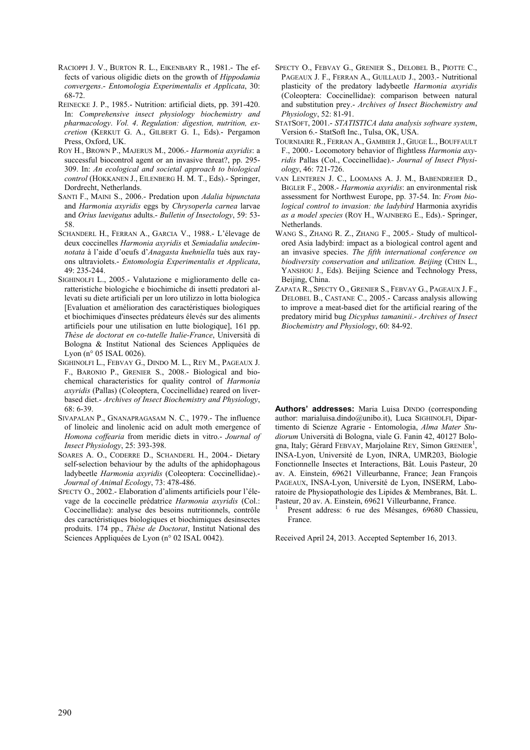RACIOPPI J. V., BURTON R. L., EIKENBARY R., 1981.- The effects of various oligidic diets on the growth of *Hippodamia convergens*.- *Entomologia Experimentalis et Applicata*, 30: 68-72.

REINECKE J. P., 1985.- Nutrition: artificial diets, pp. 391-420. In: *Comprehensive insect physiology biochemistry and pharmacology*. *Vol. 4*. *Regulation: digestion, nutrition, excretion* (KERKUT G. A., GILBERT G. I., Eds).- Pergamon Press, Oxford, UK.

ROY H., BROWN P., MAJERUS M., 2006.- *Harmonia axyridis*: a successful biocontrol agent or an invasive threat?, pp. 295-309. In: *An ecological and societal approach to biological control* (HOKKANEN J., EILENBERG H. M. T., Eds).- Springer, Dordrecht, Netherlands.

SANTI F., MAINI S., 2006.- Predation upon *Adalia bipunctata* and *Harmonia axyridis* eggs by *Chrysoperla carnea* larvae and *Orius laevigatus* adults.- *Bulletin of Insectology*, 59: 53-58.

SCHANDERL H., FERRAN A., GARCIA V., 1988.- L'élevage de deux coccinelles *Harmonia axyridis* et *Semiadalia undecimnotata* à l'aide d'oeufs d'*Anagasta kuehniella* tués aux rayons ultraviolets.- *Entomologia Experimentalis et Applicata*, 49: 235-244.

SIGHINOLFI L., 2005.- Valutazione e miglioramento delle caratteristiche biologiche e biochimiche di insetti predatori allevati su diete artificiali per un loro utilizzo in lotta biologica [Evaluation et amélioration des caractéristiques biologiques et biochimiques d'insectes prédateurs élevés sur des aliments artificiels pour une utilisation en lutte biologique], 161 pp. *Thèse de doctorat en co-tutelle Italie-France*, Università di Bologna & Institut National des Sciences Appliquées de Lyon (n° 05 ISAL 0026).

SIGHINOLFI L., FEBVAY G., DINDO M. L., REY M., PAGEAUX J. F., BARONIO P., GRENIER S., 2008.- Biological and biochemical characteristics for quality control of *Harmonia axyridis* (Pallas) (Coleoptera, Coccinellidae) reared on liver-based diet.- *Archives of Insect Biochemistry and Physiology*, 68: 6-39.

SIVAPALAN P., GNANAPRAGASAM N. C., 1979.- The influence of linoleic and linolenic acid on adult moth emergence of *Homona coffearia* from meridic diets in vitro.- *Journal of Insect Physiology*, 25: 393-398.

SOARES A. O., CODERRE D., SCHANDERL H., 2004.- Dietary self-selection behaviour by the adults of the aphidophagous ladybeetle *Harmonia axyridis* (Coleoptera: Coccinellidae).- *Journal of Animal Ecology*, 73: 478-486.

SPECTY O., 2002.- Elaboration d'aliments artificiels pour l'élevage de la coccinelle prédatrice *Harmonia axyridis* (Col.: Coccinellidae): analyse des besoins nutritionnels, contrôle des caractéristiques biologiques et biochimiques desinsectes produits. 174 pp., *Thèse de Doctorat*, Institut National des Sciences Appliquées de Lyon (n° 02 ISAL 0042).

SPECTY O., FEBVAY G., GRENIER S., DELOBEL B., PIOTTE C., PAGEAUX J. F., FERRAN A., GUILLAUD J., 2003.- Nutritional plasticity of the predatory ladybeetle *Harmonia axyridis* (Coleoptera: Coccinellidae): comparison between natural and substitution prey.- *Archives of Insect Biochemistry and Physiology*, 52: 81-91.

STATSOFT, 2001.- *STATISTICA data analysis software system*, Version 6.- StatSoft Inc., Tulsa, OK, USA.

TOURNIAIRE R., FERRAN A., GAMBIER J., GIUGE L., BOUFFAULT F., 2000.- Locomotory behavior of flightless *Harmonia axyridis* Pallas (Col., Coccinellidae).- *Journal of Insect Physiology*, 46: 721-726.

VAN LENTEREN J. C., LOOMANS A. J. M., BABENDREIER D., BIGLER F., 2008.- *Harmonia axyridis*: an environmental risk assessment for Northwest Europe, pp. 37-54. In: *From biological control to invasion: the ladybird* Harmonia axyridis *as a model species* (ROY H., WAJNBERG E., Eds).- Springer, Netherlands.

WANG S., ZHANG R. Z., ZHANG F., 2005.- Study of multicolored Asia ladybird: impact as a biological control agent and an invasive species. *The fifth international conference on biodiversity conservation and utilization. Beijing* (CHEN L., YANSHOU J., Eds). Beijing Science and Technology Press, Beijing, China.

ZAPATA R., SPECTY O., GRENIER S., FEBVAY G., PAGEAUX J. F., DELOBEL B., CASTANE C., 2005.- Carcass analysis allowing to improve a meat-based diet for the artificial rearing of the predatory mirid bug *Dicyphus tamaninii*.- *Archives of Insect Biochemistry and Physiology*, 60: 84-92.

**Authors' addresses:** Maria Luisa DINDO (corresponding author: marialuisa.dindo@unibo.it), Luca SIGHINOLFI, Dipartimento di Scienze Agrarie - Entomologia, *Alma Mater Studiorum* Università di Bologna, viale G. Fanin 42, 40127 Bologna, Italy; Gérard FEBVAY, Marjolaine REY, Simon GRENIER[1], INSA-Lyon, Université de Lyon, INRA, UMR203, Biologie Fonctionnelle Insectes et Interactions, Bât. Louis Pasteur, 20 av. A. Einstein, 69621 Villeurbanne, France; Jean François PAGEAUX, INSA-Lyon, Université de Lyon, INSERM, Laboratoire de Physiopathologie des Lipides & Membranes, Bât. L. Pasteur, 20 av. A. Einstein, 69621 Villeurbanne, France.

[1] Present address: 6 rue des Mésanges, 69680 Chassieu, France.

Received April 24, 2013. Accepted September 16, 2013.